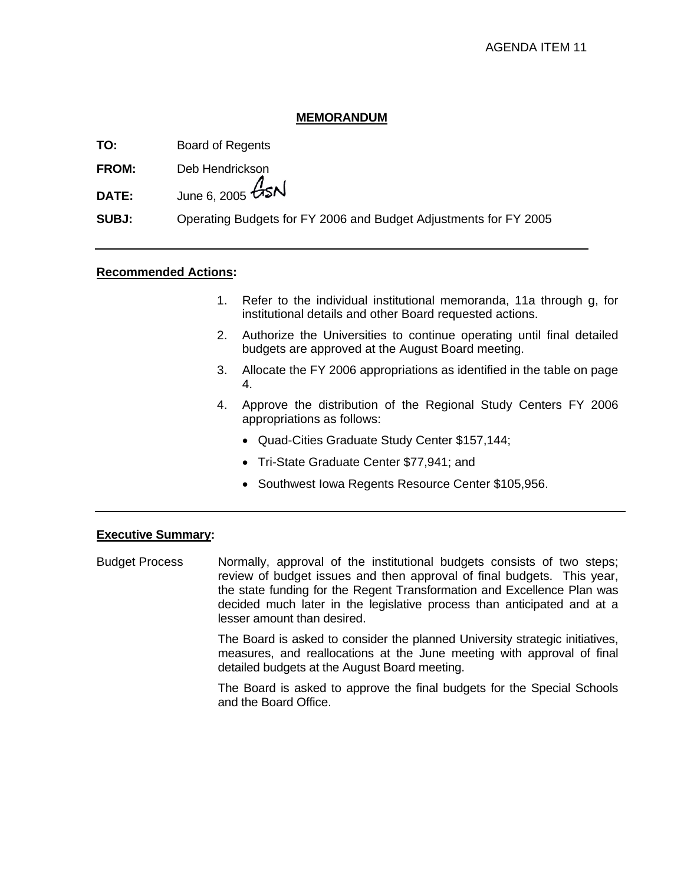AGENDA ITEM 11

## MEMORANDUM

**TO:** Board of Regents

**FROM:** Deb Hendrickson

**DATE:** June 6, 2005

**SUBJ:** Operating Budgets for FY 2006 and Budget Adjustments for FY 2005

---

**Recommended Actions:**

1. Refer to the individual institutional memoranda, 11a through g, for institutional details and other Board requested actions.
2. Authorize the Universities to continue operating until final detailed budgets are approved at the August Board meeting.
3. Allocate the FY 2006 appropriations as identified in the table on page 4.
4. Approve the distribution of the Regional Study Centers FY 2006 appropriations as follows:
   - Quad-Cities Graduate Study Center $157,144;
   - Tri-State Graduate Center $77,941; and
   - Southwest Iowa Regents Resource Center $105,956.

---

**Executive Summary:**

Budget Process

Normally, approval of the institutional budgets consists of two steps; review of budget issues and then approval of final budgets. This year, the state funding for the Regent Transformation and Excellence Plan was decided much later in the legislative process than anticipated and at a lesser amount than desired.

The Board is asked to consider the planned University strategic initiatives, measures, and reallocations at the June meeting with approval of final detailed budgets at the August Board meeting.

The Board is asked to approve the final budgets for the Special Schools and the Board Office.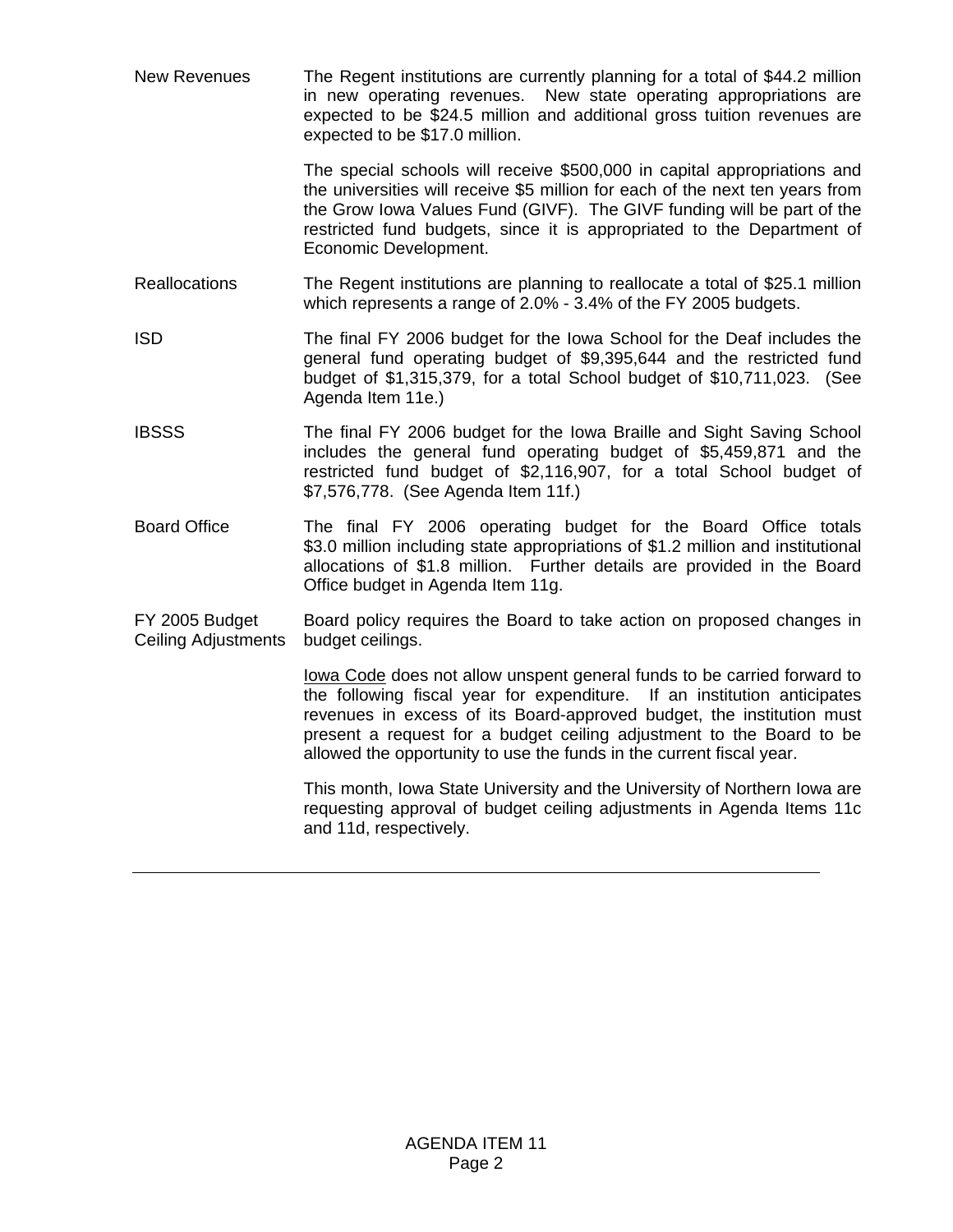**New Revenues** The Regent institutions are currently planning for a total of $44.2 million in new operating revenues. New state operating appropriations are expected to be $24.5 million and additional gross tuition revenues are expected to be $17.0 million.

The special schools will receive $500,000 in capital appropriations and the universities will receive $5 million for each of the next ten years from the Grow Iowa Values Fund (GIVF). The GIVF funding will be part of the restricted fund budgets, since it is appropriated to the Department of Economic Development.

**Reallocations** The Regent institutions are planning to reallocate a total of $25.1 million which represents a range of 2.0% - 3.4% of the FY 2005 budgets.

**ISD** The final FY 2006 budget for the Iowa School for the Deaf includes the general fund operating budget of $9,395,644 and the restricted fund budget of $1,315,379, for a total School budget of $10,711,023. (See Agenda Item 11e.)

**IBSSS** The final FY 2006 budget for the Iowa Braille and Sight Saving School includes the general fund operating budget of $5,459,871 and the restricted fund budget of $2,116,907, for a total School budget of $7,576,778. (See Agenda Item 11f.)

**Board Office** The final FY 2006 operating budget for the Board Office totals $3.0 million including state appropriations of $1.2 million and institutional allocations of $1.8 million. Further details are provided in the Board Office budget in Agenda Item 11g.

**FY 2005 Budget Ceiling Adjustments** Board policy requires the Board to take action on proposed changes in budget ceilings.

Iowa Code does not allow unspent general funds to be carried forward to the following fiscal year for expenditure. If an institution anticipates revenues in excess of its Board-approved budget, the institution must present a request for a budget ceiling adjustment to the Board to be allowed the opportunity to use the funds in the current fiscal year.

This month, Iowa State University and the University of Northern Iowa are requesting approval of budget ceiling adjustments in Agenda Items 11c and 11d, respectively.

---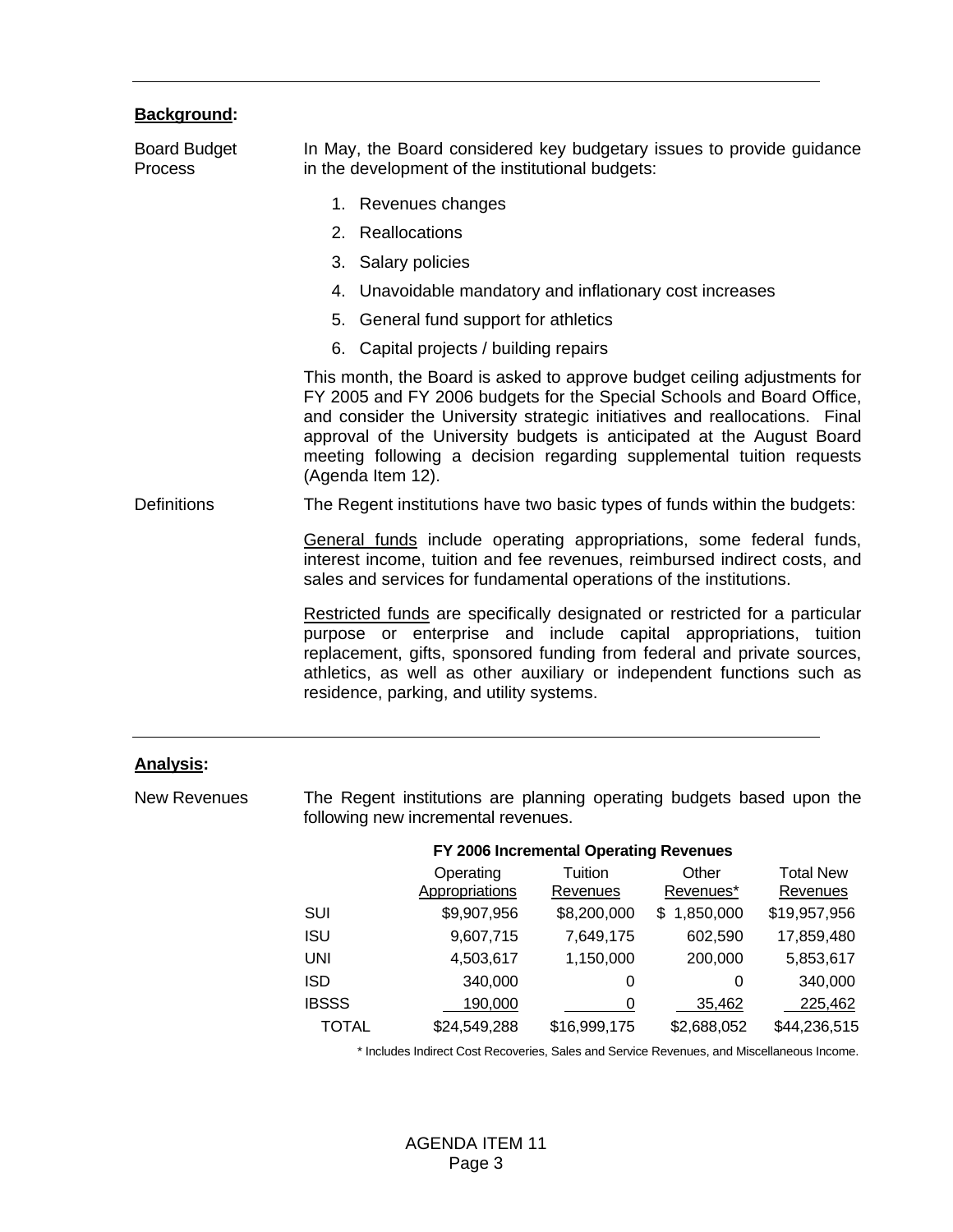## **Background:**

**Board Budget Process**

In May, the Board considered key budgetary issues to provide guidance in the development of the institutional budgets:

1. Revenues changes
2. Reallocations
3. Salary policies
4. Unavoidable mandatory and inflationary cost increases
5. General fund support for athletics
6. Capital projects / building repairs

This month, the Board is asked to approve budget ceiling adjustments for FY 2005 and FY 2006 budgets for the Special Schools and Board Office, and consider the University strategic initiatives and reallocations. Final approval of the University budgets is anticipated at the August Board meeting following a decision regarding supplemental tuition requests (Agenda Item 12).

**Definitions**

The Regent institutions have two basic types of funds within the budgets:

General funds include operating appropriations, some federal funds, interest income, tuition and fee revenues, reimbursed indirect costs, and sales and services for fundamental operations of the institutions.

Restricted funds are specifically designated or restricted for a particular purpose or enterprise and include capital appropriations, tuition replacement, gifts, sponsored funding from federal and private sources, athletics, as well as other auxiliary or independent functions such as residence, parking, and utility systems.

## **Analysis:**

**New Revenues**

The Regent institutions are planning operating budgets based upon the following new incremental revenues.

**FY 2006 Incremental Operating Revenues**

| | Operating Appropriations | Tuition Revenues | Other Revenues* | Total New Revenues |
|---|---|---|---|---|
| SUI | $9,907,956 | $8,200,000 | $ 1,850,000 | $19,957,956 |
| ISU | 9,607,715 | 7,649,175 | 602,590 | 17,859,480 |
| UNI | 4,503,617 | 1,150,000 | 200,000 | 5,853,617 |
| ISD | 340,000 | 0 | 0 | 340,000 |
| IBSSS | 190,000 | 0 | 35,462 | 225,462 |
| TOTAL | $24,549,288 | $16,999,175 | $2,688,052 | $44,236,515 |

* Includes Indirect Cost Recoveries, Sales and Service Revenues, and Miscellaneous Income.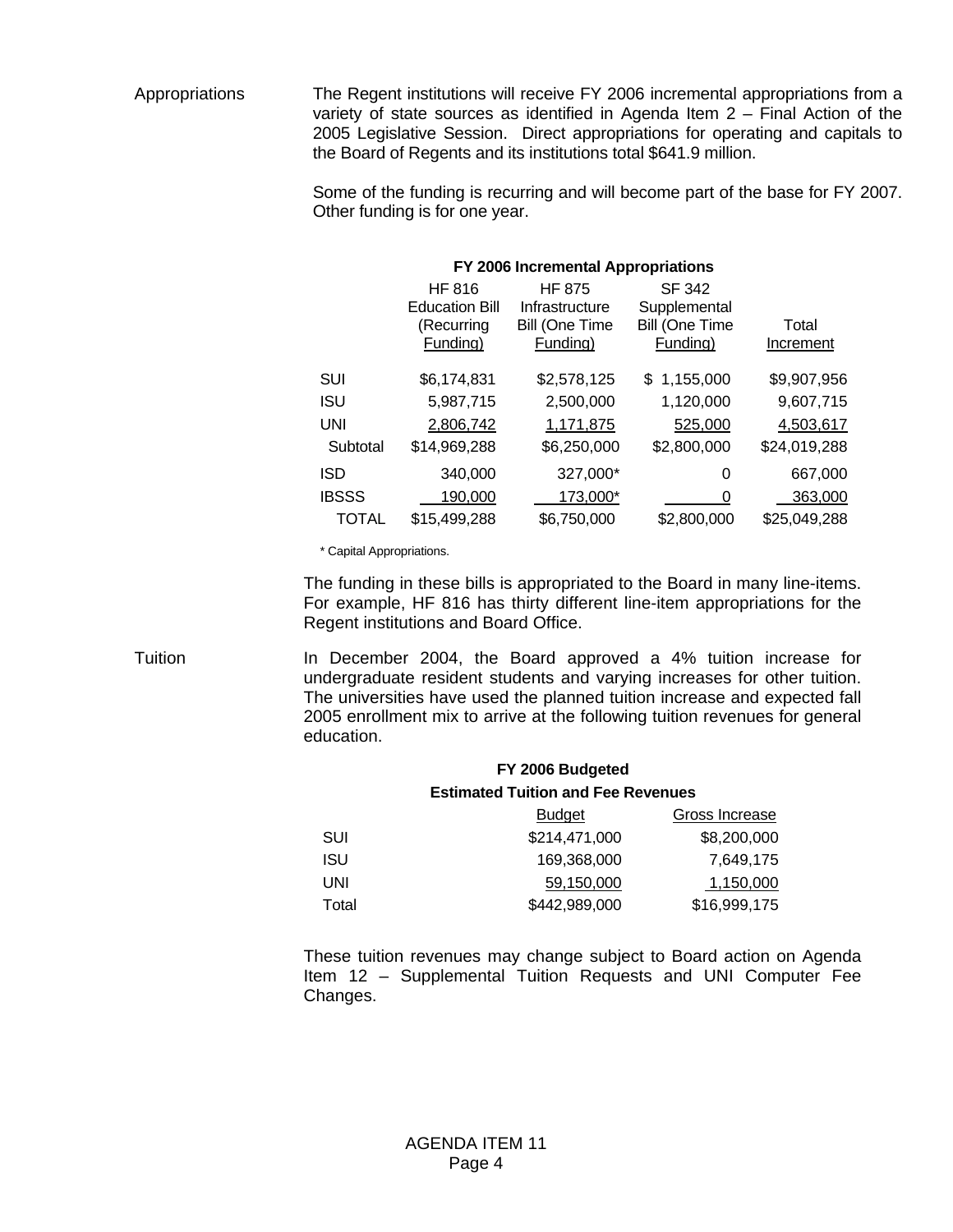Appropriations

The Regent institutions will receive FY 2006 incremental appropriations from a variety of state sources as identified in Agenda Item 2 – Final Action of the 2005 Legislative Session. Direct appropriations for operating and capitals to the Board of Regents and its institutions total $641.9 million.

Some of the funding is recurring and will become part of the base for FY 2007. Other funding is for one year.

**FY 2006 Incremental Appropriations**

| | HF 816 Education Bill (Recurring Funding) | HF 875 Infrastructure Bill (One Time Funding) | SF 342 Supplemental Bill (One Time Funding) | Total Increment |
|---|---|---|---|---|
| SUI | $6,174,831 | $2,578,125 | $ 1,155,000 | $9,907,956 |
| ISU | 5,987,715 | 2,500,000 | 1,120,000 | 9,607,715 |
| UNI | 2,806,742 | 1,171,875 | 525,000 | 4,503,617 |
| Subtotal | $14,969,288 | $6,250,000 | $2,800,000 | $24,019,288 |
| ISD | 340,000 | 327,000* | 0 | 667,000 |
| IBSSS | 190,000 | 173,000* | 0 | 363,000 |
| TOTAL | $15,499,288 | $6,750,000 | $2,800,000 | $25,049,288 |

\* Capital Appropriations.

The funding in these bills is appropriated to the Board in many line-items. For example, HF 816 has thirty different line-item appropriations for the Regent institutions and Board Office.

Tuition

In December 2004, the Board approved a 4% tuition increase for undergraduate resident students and varying increases for other tuition. The universities have used the planned tuition increase and expected fall 2005 enrollment mix to arrive at the following tuition revenues for general education.

**FY 2006 Budgeted**
**Estimated Tuition and Fee Revenues**

| | Budget | Gross Increase |
|---|---|---|
| SUI | $214,471,000 | $8,200,000 |
| ISU | 169,368,000 | 7,649,175 |
| UNI | 59,150,000 | 1,150,000 |
| Total | $442,989,000 | $16,999,175 |

These tuition revenues may change subject to Board action on Agenda Item 12 – Supplemental Tuition Requests and UNI Computer Fee Changes.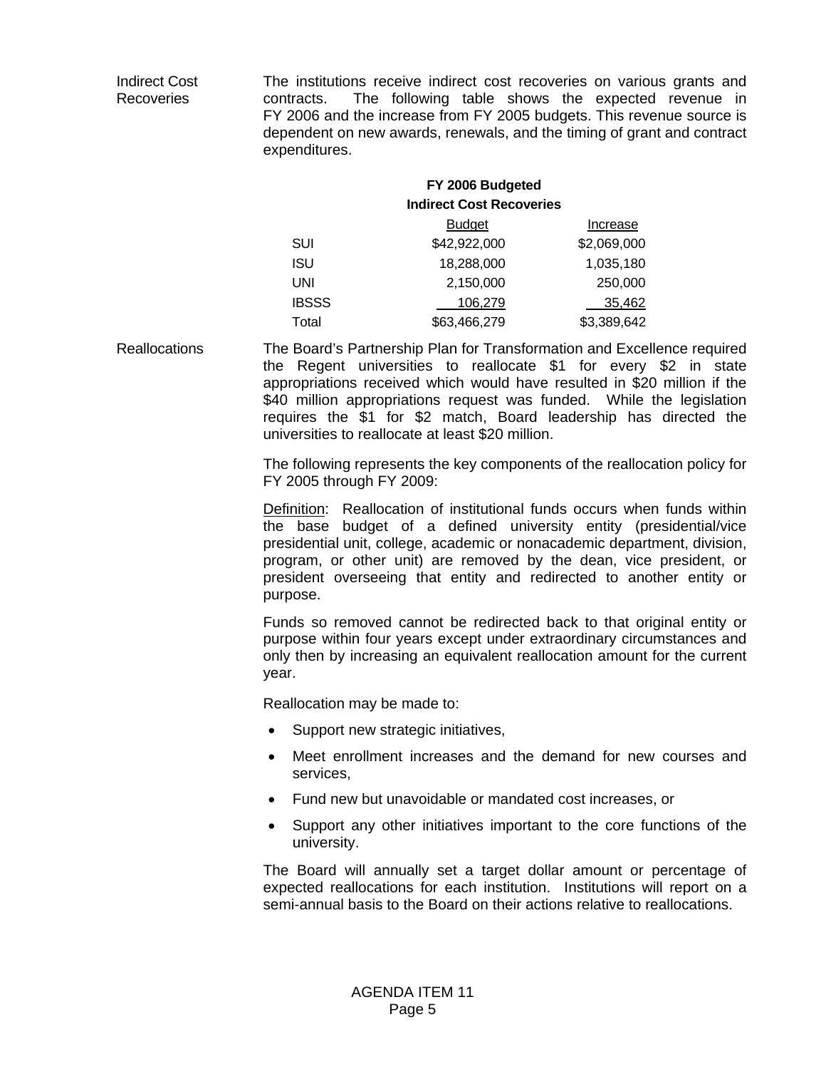**Indirect Cost Recoveries**

The institutions receive indirect cost recoveries on various grants and contracts. The following table shows the expected revenue in FY 2006 and the increase from FY 2005 budgets. This revenue source is dependent on new awards, renewals, and the timing of grant and contract expenditures.

**FY 2006 Budgeted Indirect Cost Recoveries**

| | Budget | Increase |
|---|---|---|
| SUI | $42,922,000 | $2,069,000 |
| ISU | 18,288,000 | 1,035,180 |
| UNI | 2,150,000 | 250,000 |
| IBSSS | 106,279 | 35,462 |
| Total | $63,466,279 | $3,389,642 |

**Reallocations**

The Board's Partnership Plan for Transformation and Excellence required the Regent universities to reallocate $1 for every $2 in state appropriations received which would have resulted in $20 million if the $40 million appropriations request was funded. While the legislation requires the $1 for $2 match, Board leadership has directed the universities to reallocate at least $20 million.

The following represents the key components of the reallocation policy for FY 2005 through FY 2009:

Definition: Reallocation of institutional funds occurs when funds within the base budget of a defined university entity (presidential/vice presidential unit, college, academic or nonacademic department, division, program, or other unit) are removed by the dean, vice president, or president overseeing that entity and redirected to another entity or purpose.

Funds so removed cannot be redirected back to that original entity or purpose within four years except under extraordinary circumstances and only then by increasing an equivalent reallocation amount for the current year.

Reallocation may be made to:

- Support new strategic initiatives,
- Meet enrollment increases and the demand for new courses and services,
- Fund new but unavoidable or mandated cost increases, or
- Support any other initiatives important to the core functions of the university.

The Board will annually set a target dollar amount or percentage of expected reallocations for each institution. Institutions will report on a semi-annual basis to the Board on their actions relative to reallocations.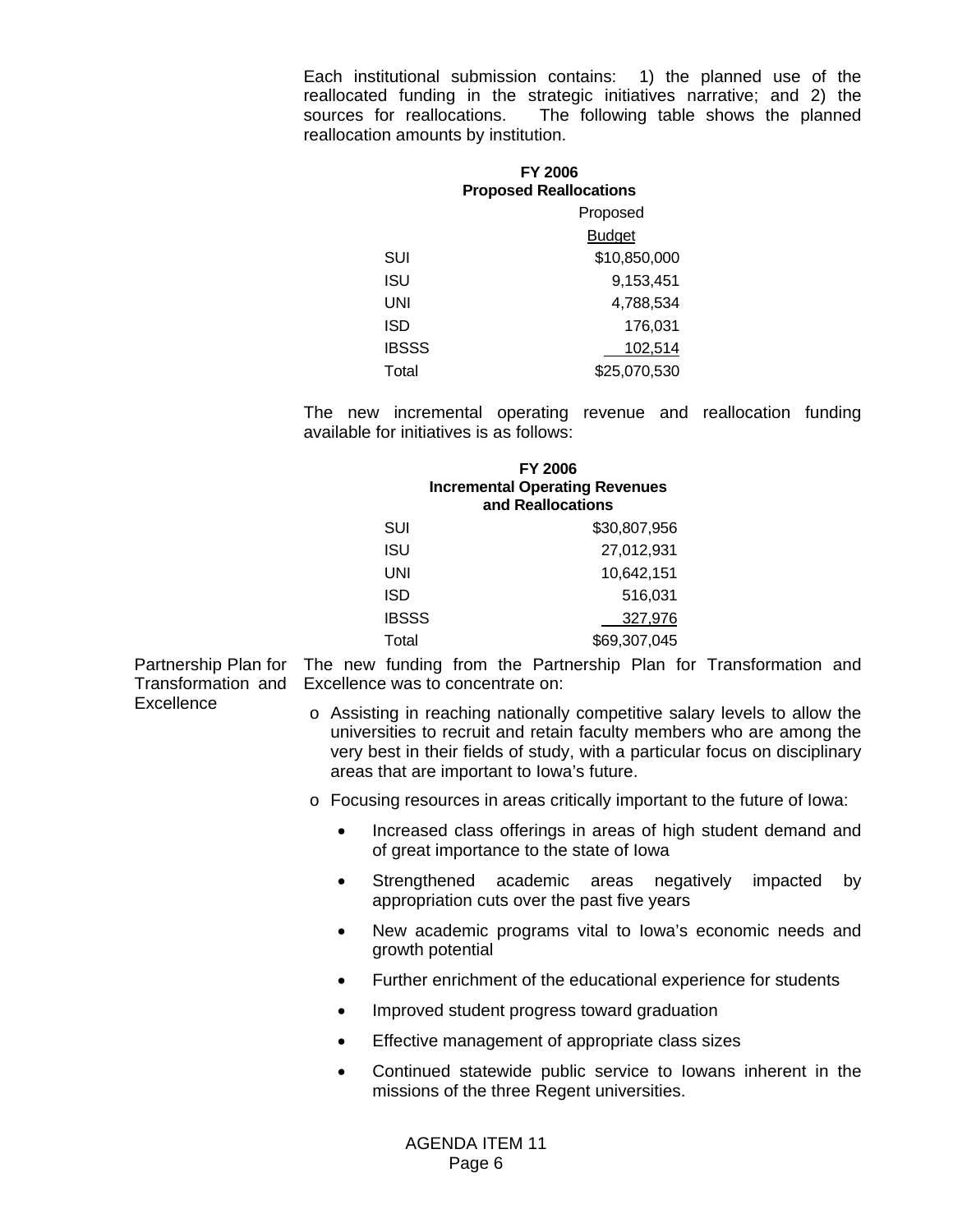Each institutional submission contains: 1) the planned use of the reallocated funding in the strategic initiatives narrative; and 2) the sources for reallocations. The following table shows the planned reallocation amounts by institution.

**FY 2006**
**Proposed Reallocations**

| | Proposed Budget |
|---|---:|
| SUI | $10,850,000 |
| ISU | 9,153,451 |
| UNI | 4,788,534 |
| ISD | 176,031 |
| IBSSS | 102,514 |
| Total | $25,070,530 |

The new incremental operating revenue and reallocation funding available for initiatives is as follows:

**FY 2006**
**Incremental Operating Revenues and Reallocations**

| | |
|---|---:|
| SUI | $30,807,956 |
| ISU | 27,012,931 |
| UNI | 10,642,151 |
| ISD | 516,031 |
| IBSSS | 327,976 |
| Total | $69,307,045 |

Partnership Plan for Transformation and Excellence

The new funding from the Partnership Plan for Transformation and Excellence was to concentrate on:

- Assisting in reaching nationally competitive salary levels to allow the universities to recruit and retain faculty members who are among the very best in their fields of study, with a particular focus on disciplinary areas that are important to Iowa's future.
- Focusing resources in areas critically important to the future of Iowa:
  - Increased class offerings in areas of high student demand and of great importance to the state of Iowa
  - Strengthened academic areas negatively impacted by appropriation cuts over the past five years
  - New academic programs vital to Iowa's economic needs and growth potential
  - Further enrichment of the educational experience for students
  - Improved student progress toward graduation
  - Effective management of appropriate class sizes
  - Continued statewide public service to Iowans inherent in the missions of the three Regent universities.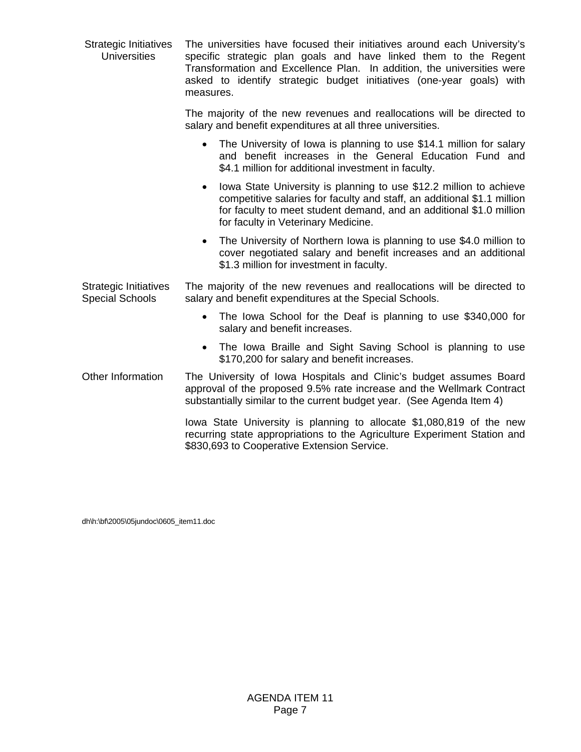**Strategic Initiatives Universities**

The universities have focused their initiatives around each University's specific strategic plan goals and have linked them to the Regent Transformation and Excellence Plan. In addition, the universities were asked to identify strategic budget initiatives (one-year goals) with measures.

The majority of the new revenues and reallocations will be directed to salary and benefit expenditures at all three universities.

- The University of Iowa is planning to use $14.1 million for salary and benefit increases in the General Education Fund and $4.1 million for additional investment in faculty.
- Iowa State University is planning to use $12.2 million to achieve competitive salaries for faculty and staff, an additional $1.1 million for faculty to meet student demand, and an additional $1.0 million for faculty in Veterinary Medicine.
- The University of Northern Iowa is planning to use $4.0 million to cover negotiated salary and benefit increases and an additional $1.3 million for investment in faculty.

**Strategic Initiatives Special Schools**

The majority of the new revenues and reallocations will be directed to salary and benefit expenditures at the Special Schools.

- The Iowa School for the Deaf is planning to use $340,000 for salary and benefit increases.
- The Iowa Braille and Sight Saving School is planning to use $170,200 for salary and benefit increases.

**Other Information**

The University of Iowa Hospitals and Clinic's budget assumes Board approval of the proposed 9.5% rate increase and the Wellmark Contract substantially similar to the current budget year. (See Agenda Item 4)

Iowa State University is planning to allocate $1,080,819 of the new recurring state appropriations to the Agriculture Experiment Station and $830,693 to Cooperative Extension Service.

dh\h:\bf\2005\05jundoc\0605_item11.doc

AGENDA ITEM 11